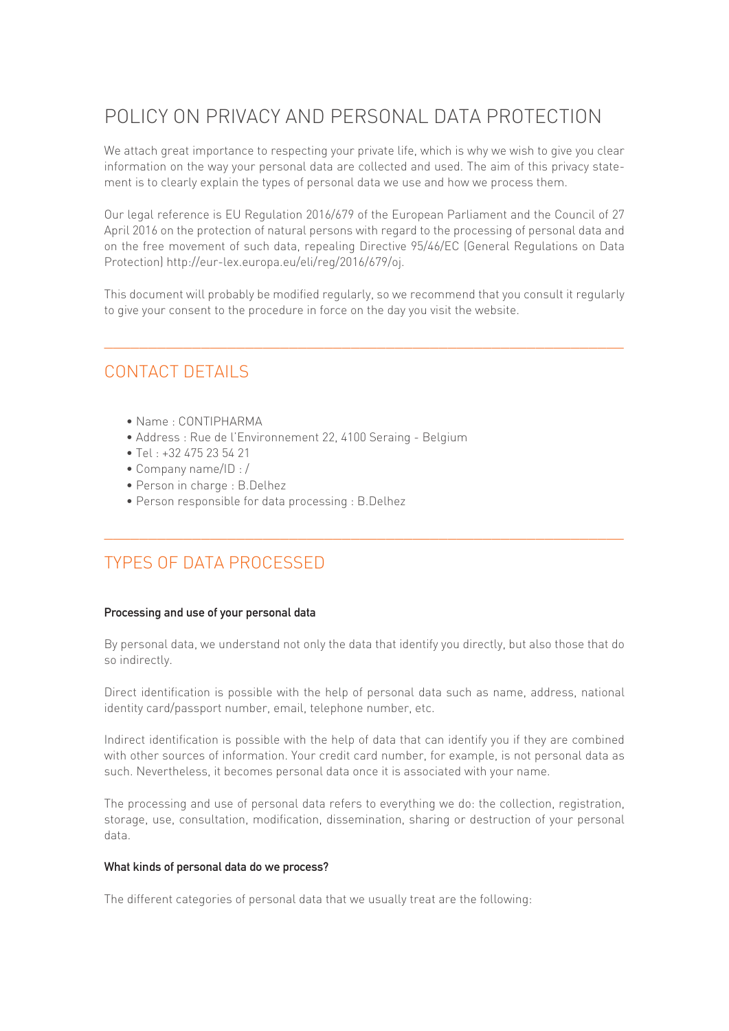# POLICY ON PRIVACY AND PERSONAL DATA PROTECTION

We attach great importance to respecting your private life, which is why we wish to give you clear information on the way your personal data are collected and used. The aim of this privacy statement is to clearly explain the types of personal data we use and how we process them.

Our legal reference is EU Regulation 2016/679 of the European Parliament and the Council of 27 April 2016 on the protection of natural persons with regard to the processing of personal data and on the free movement of such data, repealing Directive 95/46/EC (General Regulations on Data Protection) http://eur-lex.europa.eu/eli/reg/2016/679/oj.

This document will probably be modified regularly, so we recommend that you consult it regularly to give your consent to the procedure in force on the day you visit the website.

---

## CONTACT DETAILS

- Name : CONTIPHARMA
- Address : Rue de l'Environnement 22, 4100 Seraing - Belgium
- Tel : +32 475 23 54 21
- Company name/ID : /
- Person in charge : B.Delhez
- Person responsible for data processing : B.Delhez

---

## TYPES OF DATA PROCESSED

**Processing and use of your personal data**

By personal data, we understand not only the data that identify you directly, but also those that do so indirectly.

Direct identification is possible with the help of personal data such as name, address, national identity card/passport number, email, telephone number, etc.

Indirect identification is possible with the help of data that can identify you if they are combined with other sources of information. Your credit card number, for example, is not personal data as such. Nevertheless, it becomes personal data once it is associated with your name.

The processing and use of personal data refers to everything we do: the collection, registration, storage, use, consultation, modification, dissemination, sharing or destruction of your personal data.

**What kinds of personal data do we process?**

The different categories of personal data that we usually treat are the following: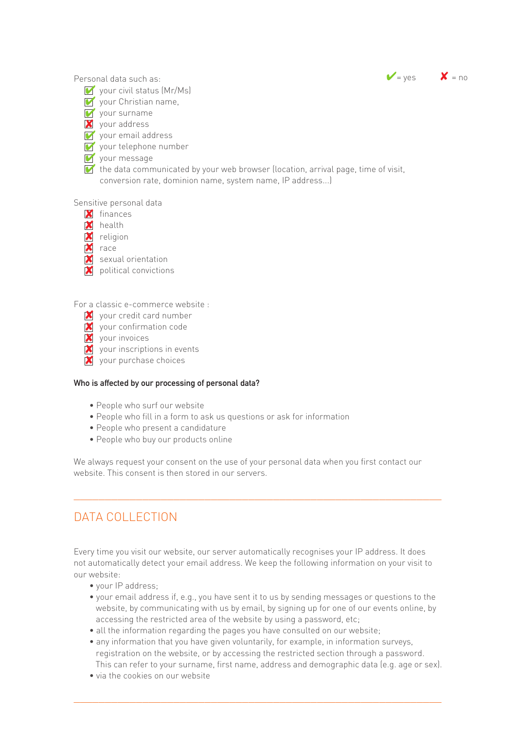Personal data such as: ✔ = yes ✘ = no

- ✔ your civil status (Mr/Ms)
- ✔ your Christian name,
- ✔ your surname
- ✘ your address
- ✔ your email address
- ✔ your telephone number
- ✔ your message
- ✔ the data communicated by your web browser (location, arrival page, time of visit, conversion rate, dominion name, system name, IP address...)

Sensitive personal data

- ✘ finances
- ✘ health
- ✘ religion
- ✘ race
- ✘ sexual orientation
- ✘ political convictions

For a classic e-commerce website :

- ✘ your credit card number
- ✘ your confirmation code
- ✘ your invoices
- ✘ your inscriptions in events
- ✘ your purchase choices

**Who is affected by our processing of personal data?**

- People who surf our website
- People who fill in a form to ask us questions or ask for information
- People who present a candidature
- People who buy our products online

We always request your consent on the use of your personal data when you first contact our website. This consent is then stored in our servers.

---

## DATA COLLECTION

Every time you visit our website, our server automatically recognises your IP address. It does not automatically detect your email address. We keep the following information on your visit to our website:

- your IP address;
- your email address if, e.g., you have sent it to us by sending messages or questions to the website, by communicating with us by email, by signing up for one of our events online, by accessing the restricted area of the website by using a password, etc;
- all the information regarding the pages you have consulted on our website;
- any information that you have given voluntarily, for example, in information surveys, registration on the website, or by accessing the restricted section through a password. This can refer to your surname, first name, address and demographic data (e.g. age or sex).
- via the cookies on our website

---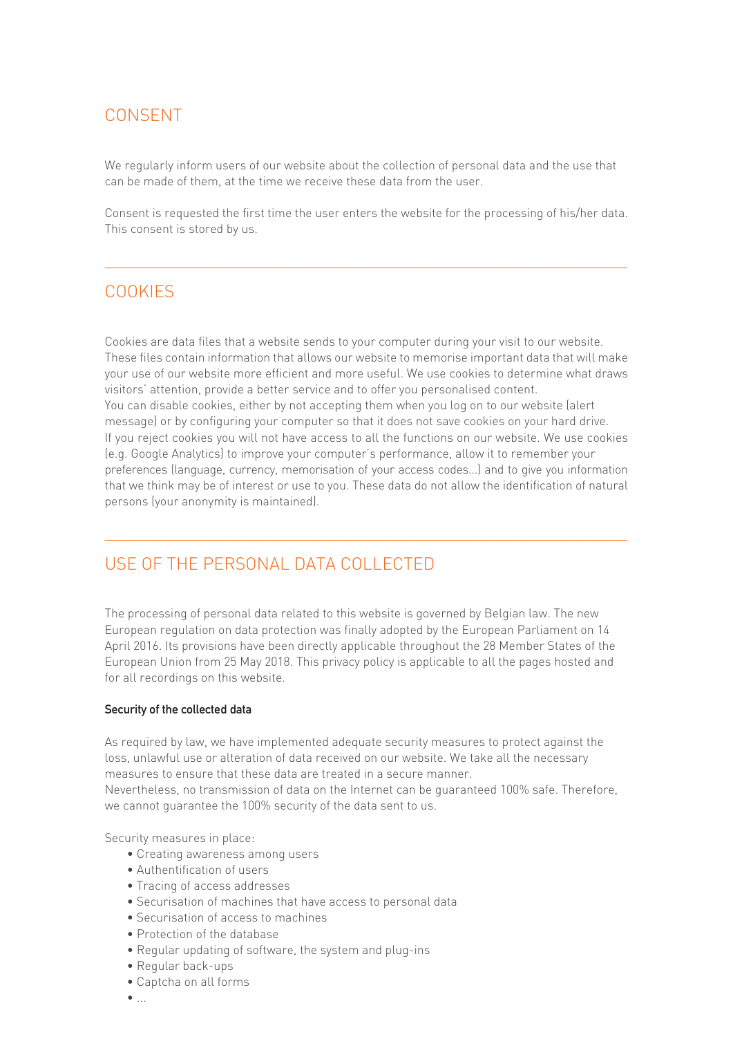## CONSENT

We regularly inform users of our website about the collection of personal data and the use that can be made of them, at the time we receive these data from the user.

Consent is requested the first time the user enters the website for the processing of his/her data. This consent is stored by us.

---

## COOKIES

Cookies are data files that a website sends to your computer during your visit to our website. These files contain information that allows our website to memorise important data that will make your use of our website more efficient and more useful. We use cookies to determine what draws visitors' attention, provide a better service and to offer you personalised content.
You can disable cookies, either by not accepting them when you log on to our website (alert message) or by configuring your computer so that it does not save cookies on your hard drive.
If you reject cookies you will not have access to all the functions on our website. We use cookies (e.g. Google Analytics) to improve your computer's performance, allow it to remember your preferences (language, currency, memorisation of your access codes...) and to give you information that we think may be of interest or use to you. These data do not allow the identification of natural persons (your anonymity is maintained).

---

## USE OF THE PERSONAL DATA COLLECTED

The processing of personal data related to this website is governed by Belgian law. The new European regulation on data protection was finally adopted by the European Parliament on 14 April 2016. Its provisions have been directly applicable throughout the 28 Member States of the European Union from 25 May 2018. This privacy policy is applicable to all the pages hosted and for all recordings on this website.

#### Security of the collected data

As required by law, we have implemented adequate security measures to protect against the loss, unlawful use or alteration of data received on our website. We take all the necessary measures to ensure that these data are treated in a secure manner.
Nevertheless, no transmission of data on the Internet can be guaranteed 100% safe. Therefore, we cannot guarantee the 100% security of the data sent to us.

Security measures in place:

- Creating awareness among users
- Authentification of users
- Tracing of access addresses
- Securisation of machines that have access to personal data
- Securisation of access to machines
- Protection of the database
- Regular updating of software, the system and plug-ins
- Regular back-ups
- Captcha on all forms
- ...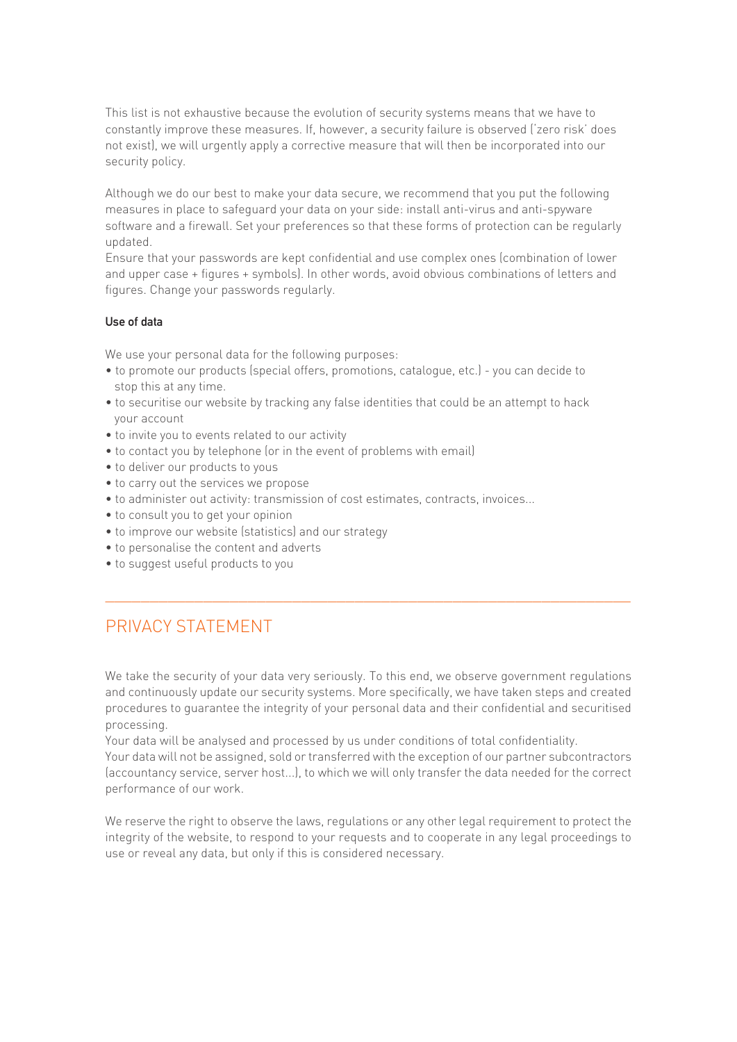This list is not exhaustive because the evolution of security systems means that we have to constantly improve these measures. If, however, a security failure is observed ('zero risk' does not exist), we will urgently apply a corrective measure that will then be incorporated into our security policy.

Although we do our best to make your data secure, we recommend that you put the following measures in place to safeguard your data on your side: install anti-virus and anti-spyware software and a firewall. Set your preferences so that these forms of protection can be regularly updated.
Ensure that your passwords are kept confidential and use complex ones (combination of lower and upper case + figures + symbols). In other words, avoid obvious combinations of letters and figures. Change your passwords regularly.

#### Use of data

We use your personal data for the following purposes:

- to promote our products (special offers, promotions, catalogue, etc.) - you can decide to stop this at any time.
- to securitise our website by tracking any false identities that could be an attempt to hack your account
- to invite you to events related to our activity
- to contact you by telephone (or in the event of problems with email)
- to deliver our products to yous
- to carry out the services we propose
- to administer out activity: transmission of cost estimates, contracts, invoices...
- to consult you to get your opinion
- to improve our website (statistics) and our strategy
- to personalise the content and adverts
- to suggest useful products to you

---

## PRIVACY STATEMENT

We take the security of your data very seriously. To this end, we observe government regulations and continuously update our security systems. More specifically, we have taken steps and created procedures to guarantee the integrity of your personal data and their confidential and securitised processing.
Your data will be analysed and processed by us under conditions of total confidentiality.
Your data will not be assigned, sold or transferred with the exception of our partner subcontractors (accountancy service, server host...), to which we will only transfer the data needed for the correct performance of our work.

We reserve the right to observe the laws, regulations or any other legal requirement to protect the integrity of the website, to respond to your requests and to cooperate in any legal proceedings to use or reveal any data, but only if this is considered necessary.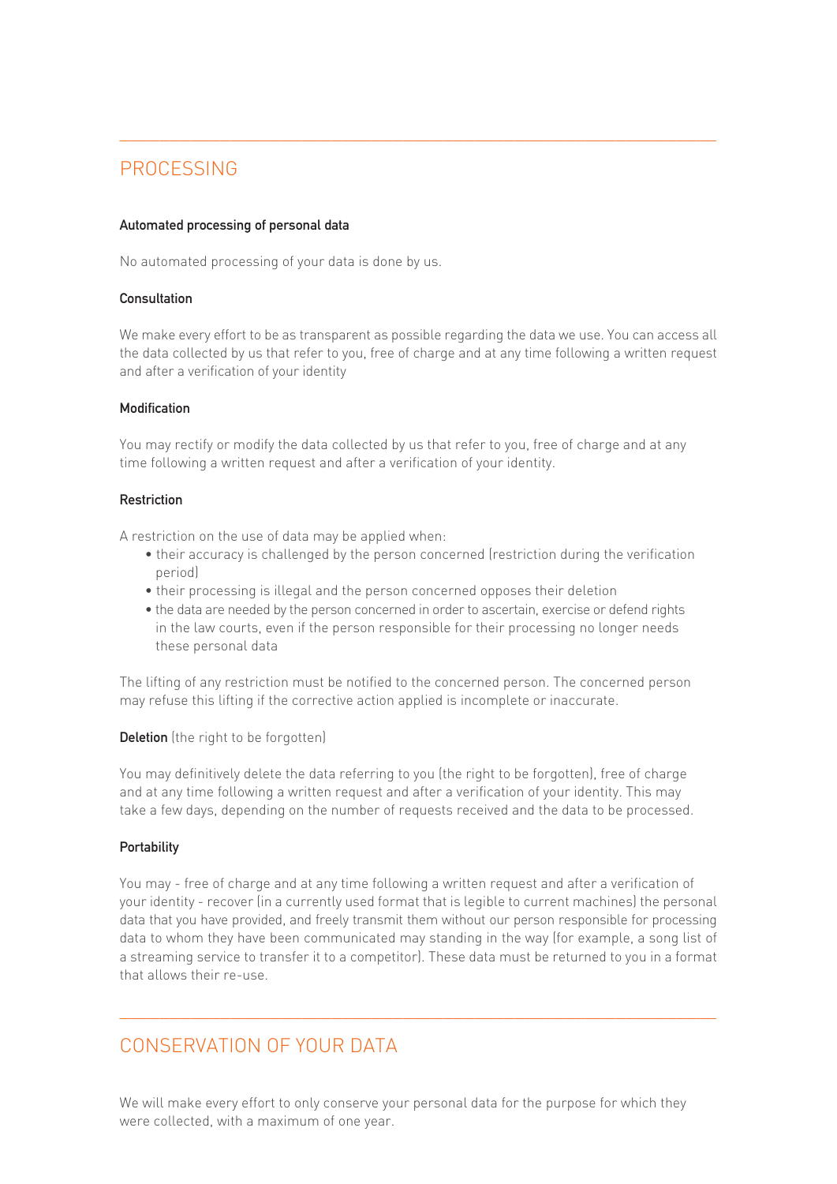## PROCESSING

**Automated processing of personal data**

No automated processing of your data is done by us.

**Consultation**

We make every effort to be as transparent as possible regarding the data we use. You can access all the data collected by us that refer to you, free of charge and at any time following a written request and after a verification of your identity

**Modification**

You may rectify or modify the data collected by us that refer to you, free of charge and at any time following a written request and after a verification of your identity.

**Restriction**

A restriction on the use of data may be applied when:

- their accuracy is challenged by the person concerned (restriction during the verification period)
- their processing is illegal and the person concerned opposes their deletion
- the data are needed by the person concerned in order to ascertain, exercise or defend rights in the law courts, even if the person responsible for their processing no longer needs these personal data

The lifting of any restriction must be notified to the concerned person. The concerned person may refuse this lifting if the corrective action applied is incomplete or inaccurate.

**Deletion** (the right to be forgotten)

You may definitively delete the data referring to you (the right to be forgotten), free of charge and at any time following a written request and after a verification of your identity. This may take a few days, depending on the number of requests received and the data to be processed.

**Portability**

You may - free of charge and at any time following a written request and after a verification of your identity - recover (in a currently used format that is legible to current machines) the personal data that you have provided, and freely transmit them without our person responsible for processing data to whom they have been communicated may standing in the way (for example, a song list of a streaming service to transfer it to a competitor). These data must be returned to you in a format that allows their re-use.

## CONSERVATION OF YOUR DATA

We will make every effort to only conserve your personal data for the purpose for which they were collected, with a maximum of one year.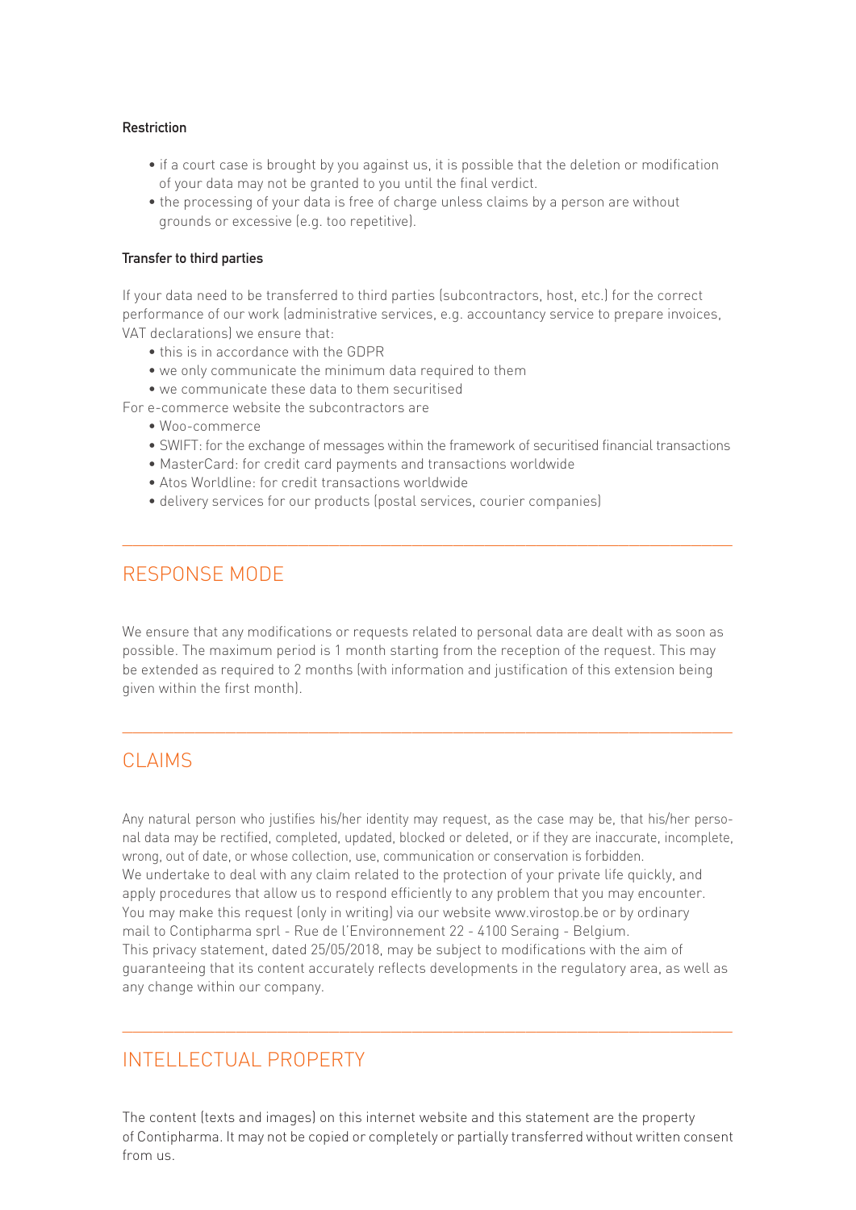#### Restriction

- if a court case is brought by you against us, it is possible that the deletion or modification of your data may not be granted to you until the final verdict.
- the processing of your data is free of charge unless claims by a person are without grounds or excessive (e.g. too repetitive).

#### Transfer to third parties

If your data need to be transferred to third parties (subcontractors, host, etc.) for the correct performance of our work (administrative services, e.g. accountancy service to prepare invoices, VAT declarations) we ensure that:

- this is in accordance with the GDPR
- we only communicate the minimum data required to them
- we communicate these data to them securitised

For e-commerce website the subcontractors are

- Woo-commerce
- SWIFT: for the exchange of messages within the framework of securitised financial transactions
- MasterCard: for credit card payments and transactions worldwide
- Atos Worldline: for credit transactions worldwide
- delivery services for our products (postal services, courier companies)

---

## RESPONSE MODE

We ensure that any modifications or requests related to personal data are dealt with as soon as possible. The maximum period is 1 month starting from the reception of the request. This may be extended as required to 2 months (with information and justification of this extension being given within the first month).

---

## CLAIMS

Any natural person who justifies his/her identity may request, as the case may be, that his/her personal data may be rectified, completed, updated, blocked or deleted, or if they are inaccurate, incomplete, wrong, out of date, or whose collection, use, communication or conservation is forbidden.
We undertake to deal with any claim related to the protection of your private life quickly, and apply procedures that allow us to respond efficiently to any problem that you may encounter.
You may make this request (only in writing) via our website www.virostop.be or by ordinary mail to Contipharma sprl - Rue de l'Environnement 22 - 4100 Seraing - Belgium.
This privacy statement, dated 25/05/2018, may be subject to modifications with the aim of guaranteeing that its content accurately reflects developments in the regulatory area, as well as any change within our company.

---

## INTELLECTUAL PROPERTY

The content (texts and images) on this internet website and this statement are the property of Contipharma. It may not be copied or completely or partially transferred without written consent from us.